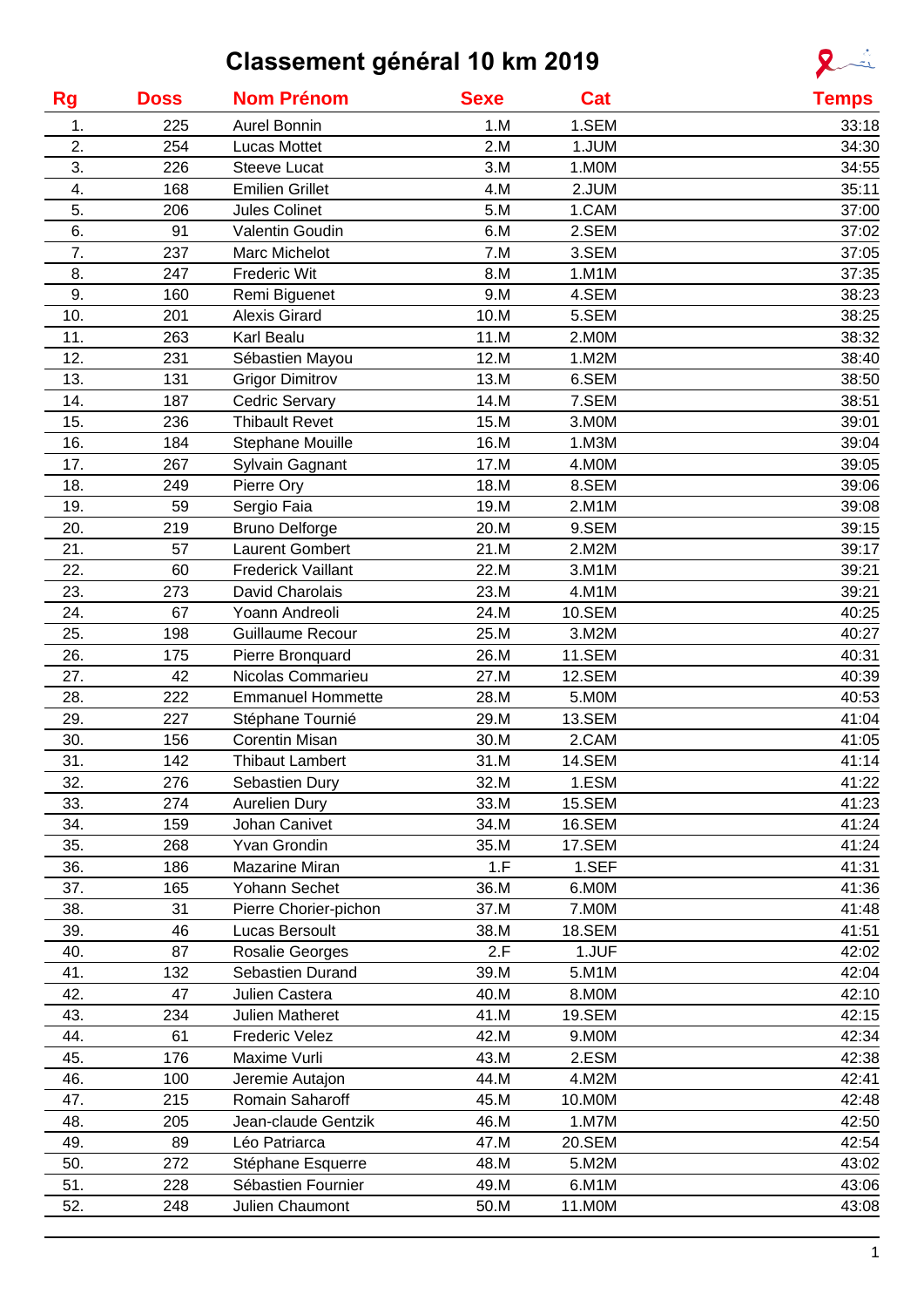# Classement général 10 km 2019

| Rg | Doss | Nom Prénom | Sexe | Cat | Temps |
|---|---|---|---|---|---|
| 1. | 225 | Aurel Bonnin | 1.M | 1.SEM | 33:18 |
| 2. | 254 | Lucas Mottet | 2.M | 1.JUM | 34:30 |
| 3. | 226 | Steeve Lucat | 3.M | 1.M0M | 34:55 |
| 4. | 168 | Emilien Grillet | 4.M | 2.JUM | 35:11 |
| 5. | 206 | Jules Colinet | 5.M | 1.CAM | 37:00 |
| 6. | 91 | Valentin Goudin | 6.M | 2.SEM | 37:02 |
| 7. | 237 | Marc Michelot | 7.M | 3.SEM | 37:05 |
| 8. | 247 | Frederic Wit | 8.M | 1.M1M | 37:35 |
| 9. | 160 | Remi Biguenet | 9.M | 4.SEM | 38:23 |
| 10. | 201 | Alexis Girard | 10.M | 5.SEM | 38:25 |
| 11. | 263 | Karl Bealu | 11.M | 2.M0M | 38:32 |
| 12. | 231 | Sébastien Mayou | 12.M | 1.M2M | 38:40 |
| 13. | 131 | Grigor Dimitrov | 13.M | 6.SEM | 38:50 |
| 14. | 187 | Cedric Servary | 14.M | 7.SEM | 38:51 |
| 15. | 236 | Thibault Revet | 15.M | 3.M0M | 39:01 |
| 16. | 184 | Stephane Mouille | 16.M | 1.M3M | 39:04 |
| 17. | 267 | Sylvain Gagnant | 17.M | 4.M0M | 39:05 |
| 18. | 249 | Pierre Ory | 18.M | 8.SEM | 39:06 |
| 19. | 59 | Sergio Faia | 19.M | 2.M1M | 39:08 |
| 20. | 219 | Bruno Delforge | 20.M | 9.SEM | 39:15 |
| 21. | 57 | Laurent Gombert | 21.M | 2.M2M | 39:17 |
| 22. | 60 | Frederick Vaillant | 22.M | 3.M1M | 39:21 |
| 23. | 273 | David Charolais | 23.M | 4.M1M | 39:21 |
| 24. | 67 | Yoann Andreoli | 24.M | 10.SEM | 40:25 |
| 25. | 198 | Guillaume Recour | 25.M | 3.M2M | 40:27 |
| 26. | 175 | Pierre Bronquard | 26.M | 11.SEM | 40:31 |
| 27. | 42 | Nicolas Commarieu | 27.M | 12.SEM | 40:39 |
| 28. | 222 | Emmanuel Hommette | 28.M | 5.M0M | 40:53 |
| 29. | 227 | Stéphane Tournié | 29.M | 13.SEM | 41:04 |
| 30. | 156 | Corentin Misan | 30.M | 2.CAM | 41:05 |
| 31. | 142 | Thibaut Lambert | 31.M | 14.SEM | 41:14 |
| 32. | 276 | Sebastien Dury | 32.M | 1.ESM | 41:22 |
| 33. | 274 | Aurelien Dury | 33.M | 15.SEM | 41:23 |
| 34. | 159 | Johan Canivet | 34.M | 16.SEM | 41:24 |
| 35. | 268 | Yvan Grondin | 35.M | 17.SEM | 41:24 |
| 36. | 186 | Mazarine Miran | 1.F | 1.SEF | 41:31 |
| 37. | 165 | Yohann Sechet | 36.M | 6.M0M | 41:36 |
| 38. | 31 | Pierre Chorier-pichon | 37.M | 7.M0M | 41:48 |
| 39. | 46 | Lucas Bersoult | 38.M | 18.SEM | 41:51 |
| 40. | 87 | Rosalie Georges | 2.F | 1.JUF | 42:02 |
| 41. | 132 | Sebastien Durand | 39.M | 5.M1M | 42:04 |
| 42. | 47 | Julien Castera | 40.M | 8.M0M | 42:10 |
| 43. | 234 | Julien Matheret | 41.M | 19.SEM | 42:15 |
| 44. | 61 | Frederic Velez | 42.M | 9.M0M | 42:34 |
| 45. | 176 | Maxime Vurli | 43.M | 2.ESM | 42:38 |
| 46. | 100 | Jeremie Autajon | 44.M | 4.M2M | 42:41 |
| 47. | 215 | Romain Saharoff | 45.M | 10.M0M | 42:48 |
| 48. | 205 | Jean-claude Gentzik | 46.M | 1.M7M | 42:50 |
| 49. | 89 | Léo Patriarca | 47.M | 20.SEM | 42:54 |
| 50. | 272 | Stéphane Esquerre | 48.M | 5.M2M | 43:02 |
| 51. | 228 | Sébastien Fournier | 49.M | 6.M1M | 43:06 |
| 52. | 248 | Julien Chaumont | 50.M | 11.M0M | 43:08 |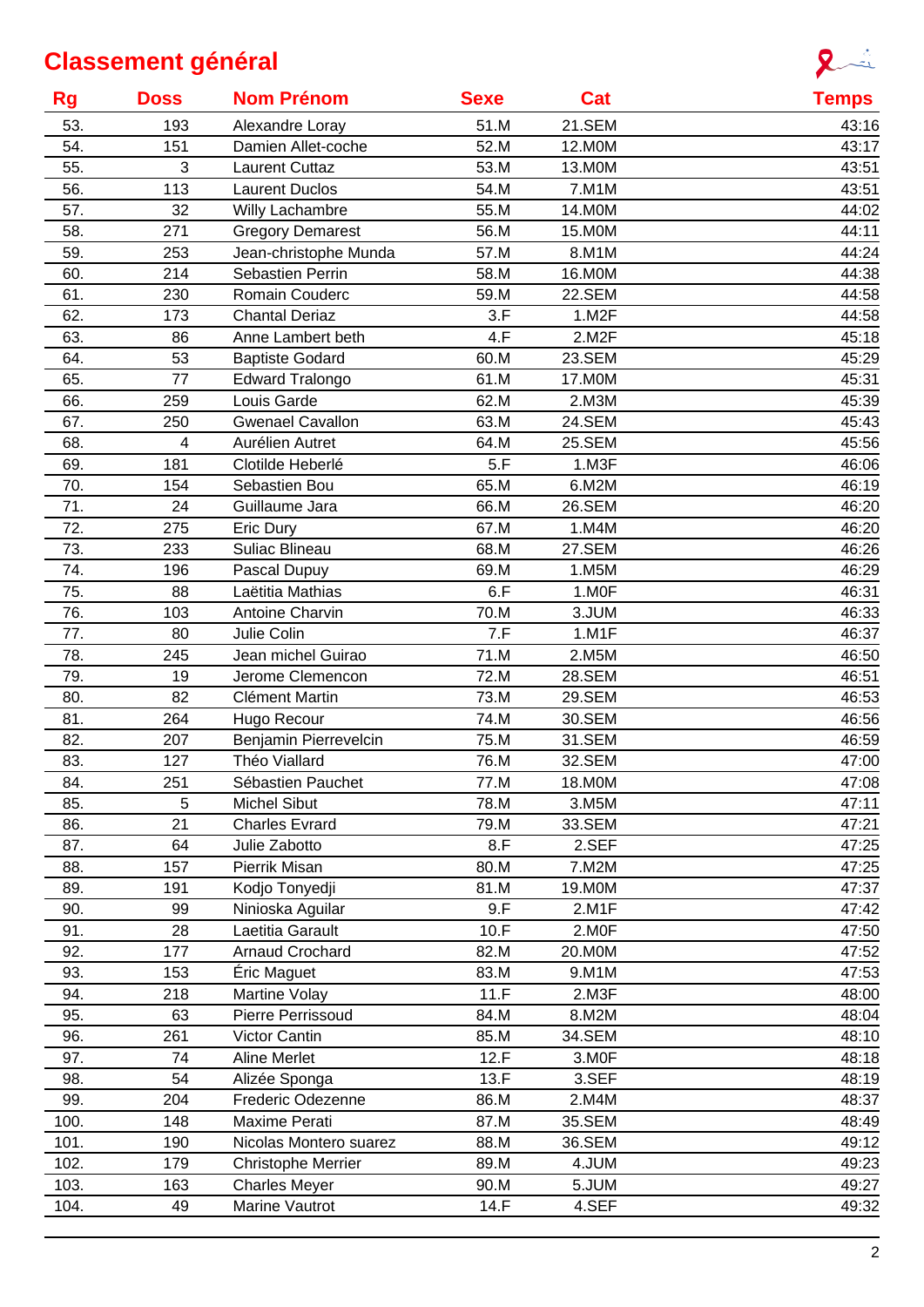## Classement général

| Rg | Doss | Nom Prénom | Sexe | Cat | Temps |
|---|---|---|---|---|---|
| 53. | 193 | Alexandre Loray | 51.M | 21.SEM | 43:16 |
| 54. | 151 | Damien Allet-coche | 52.M | 12.M0M | 43:17 |
| 55. | 3 | Laurent Cuttaz | 53.M | 13.M0M | 43:51 |
| 56. | 113 | Laurent Duclos | 54.M | 7.M1M | 43:51 |
| 57. | 32 | Willy Lachambre | 55.M | 14.M0M | 44:02 |
| 58. | 271 | Gregory Demarest | 56.M | 15.M0M | 44:11 |
| 59. | 253 | Jean-christophe Munda | 57.M | 8.M1M | 44:24 |
| 60. | 214 | Sebastien Perrin | 58.M | 16.M0M | 44:38 |
| 61. | 230 | Romain Couderc | 59.M | 22.SEM | 44:58 |
| 62. | 173 | Chantal Deriaz | 3.F | 1.M2F | 44:58 |
| 63. | 86 | Anne Lambert beth | 4.F | 2.M2F | 45:18 |
| 64. | 53 | Baptiste Godard | 60.M | 23.SEM | 45:29 |
| 65. | 77 | Edward Tralongo | 61.M | 17.M0M | 45:31 |
| 66. | 259 | Louis Garde | 62.M | 2.M3M | 45:39 |
| 67. | 250 | Gwenael Cavallon | 63.M | 24.SEM | 45:43 |
| 68. | 4 | Aurélien Autret | 64.M | 25.SEM | 45:56 |
| 69. | 181 | Clotilde Heberlé | 5.F | 1.M3F | 46:06 |
| 70. | 154 | Sebastien Bou | 65.M | 6.M2M | 46:19 |
| 71. | 24 | Guillaume Jara | 66.M | 26.SEM | 46:20 |
| 72. | 275 | Eric Dury | 67.M | 1.M4M | 46:20 |
| 73. | 233 | Suliac Blineau | 68.M | 27.SEM | 46:26 |
| 74. | 196 | Pascal Dupuy | 69.M | 1.M5M | 46:29 |
| 75. | 88 | Laëtitia Mathias | 6.F | 1.M0F | 46:31 |
| 76. | 103 | Antoine Charvin | 70.M | 3.JUM | 46:33 |
| 77. | 80 | Julie Colin | 7.F | 1.M1F | 46:37 |
| 78. | 245 | Jean michel Guirao | 71.M | 2.M5M | 46:50 |
| 79. | 19 | Jerome Clemencon | 72.M | 28.SEM | 46:51 |
| 80. | 82 | Clément Martin | 73.M | 29.SEM | 46:53 |
| 81. | 264 | Hugo Recour | 74.M | 30.SEM | 46:56 |
| 82. | 207 | Benjamin Pierrevelcin | 75.M | 31.SEM | 46:59 |
| 83. | 127 | Théo Viallard | 76.M | 32.SEM | 47:00 |
| 84. | 251 | Sébastien Pauchet | 77.M | 18.M0M | 47:08 |
| 85. | 5 | Michel Sibut | 78.M | 3.M5M | 47:11 |
| 86. | 21 | Charles Evrard | 79.M | 33.SEM | 47:21 |
| 87. | 64 | Julie Zabotto | 8.F | 2.SEF | 47:25 |
| 88. | 157 | Pierrik Misan | 80.M | 7.M2M | 47:25 |
| 89. | 191 | Kodjo Tonyedji | 81.M | 19.M0M | 47:37 |
| 90. | 99 | Ninioska Aguilar | 9.F | 2.M1F | 47:42 |
| 91. | 28 | Laetitia Garault | 10.F | 2.M0F | 47:50 |
| 92. | 177 | Arnaud Crochard | 82.M | 20.M0M | 47:52 |
| 93. | 153 | Éric Maguet | 83.M | 9.M1M | 47:53 |
| 94. | 218 | Martine Volay | 11.F | 2.M3F | 48:00 |
| 95. | 63 | Pierre Perrissoud | 84.M | 8.M2M | 48:04 |
| 96. | 261 | Victor Cantin | 85.M | 34.SEM | 48:10 |
| 97. | 74 | Aline Merlet | 12.F | 3.M0F | 48:18 |
| 98. | 54 | Alizée Sponga | 13.F | 3.SEF | 48:19 |
| 99. | 204 | Frederic Odezenne | 86.M | 2.M4M | 48:37 |
| 100. | 148 | Maxime Perati | 87.M | 35.SEM | 48:49 |
| 101. | 190 | Nicolas Montero suarez | 88.M | 36.SEM | 49:12 |
| 102. | 179 | Christophe Merrier | 89.M | 4.JUM | 49:23 |
| 103. | 163 | Charles Meyer | 90.M | 5.JUM | 49:27 |
| 104. | 49 | Marine Vautrot | 14.F | 4.SEF | 49:32 |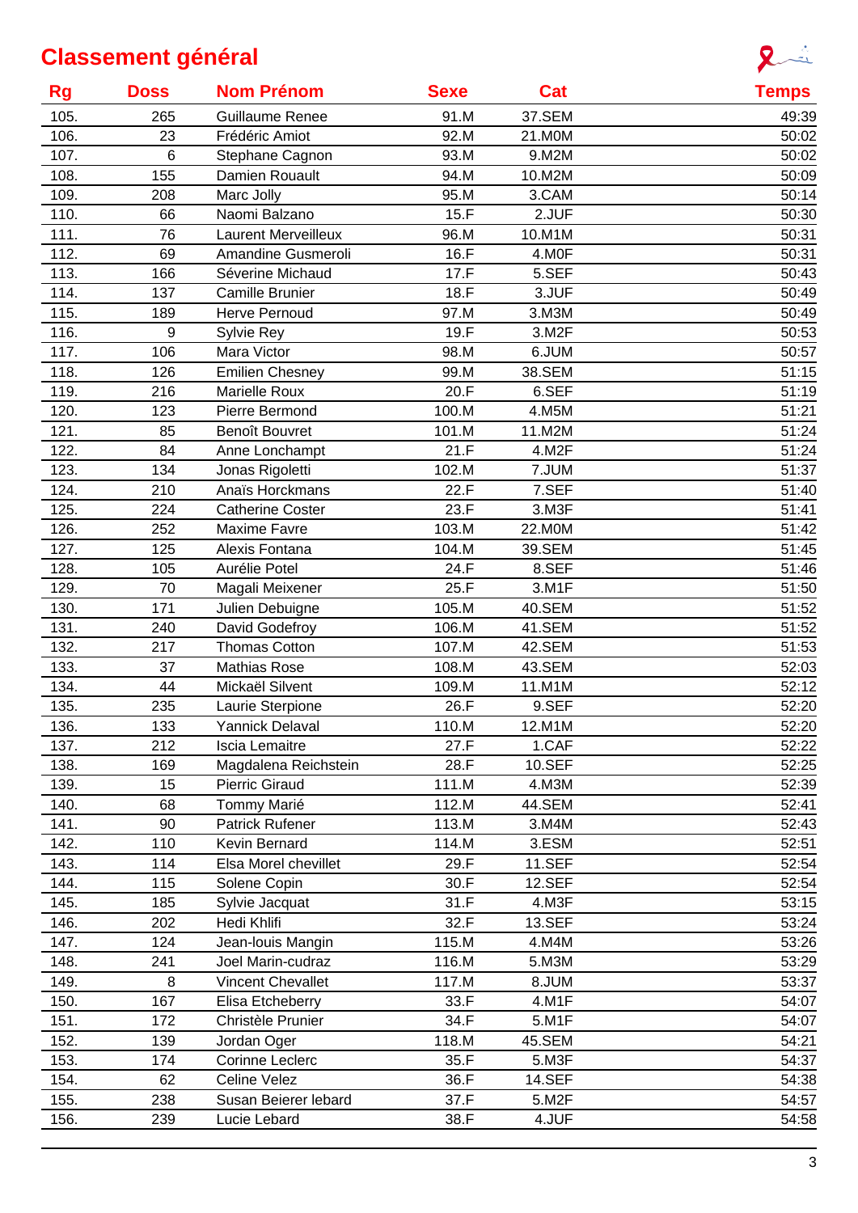## Classement général

| Rg | Doss | Nom Prénom | Sexe | Cat | Temps |
|---|---|---|---|---|---|
| 105. | 265 | Guillaume Renee | 91.M | 37.SEM | 49:39 |
| 106. | 23 | Frédéric Amiot | 92.M | 21.M0M | 50:02 |
| 107. | 6 | Stephane Cagnon | 93.M | 9.M2M | 50:02 |
| 108. | 155 | Damien Rouault | 94.M | 10.M2M | 50:09 |
| 109. | 208 | Marc Jolly | 95.M | 3.CAM | 50:14 |
| 110. | 66 | Naomi Balzano | 15.F | 2.JUF | 50:30 |
| 111. | 76 | Laurent Merveilleux | 96.M | 10.M1M | 50:31 |
| 112. | 69 | Amandine Gusmeroli | 16.F | 4.M0F | 50:31 |
| 113. | 166 | Séverine Michaud | 17.F | 5.SEF | 50:43 |
| 114. | 137 | Camille Brunier | 18.F | 3.JUF | 50:49 |
| 115. | 189 | Herve Pernoud | 97.M | 3.M3M | 50:49 |
| 116. | 9 | Sylvie Rey | 19.F | 3.M2F | 50:53 |
| 117. | 106 | Mara Victor | 98.M | 6.JUM | 50:57 |
| 118. | 126 | Emilien Chesney | 99.M | 38.SEM | 51:15 |
| 119. | 216 | Marielle Roux | 20.F | 6.SEF | 51:19 |
| 120. | 123 | Pierre Bermond | 100.M | 4.M5M | 51:21 |
| 121. | 85 | Benoît Bouvret | 101.M | 11.M2M | 51:24 |
| 122. | 84 | Anne Lonchampt | 21.F | 4.M2F | 51:24 |
| 123. | 134 | Jonas Rigoletti | 102.M | 7.JUM | 51:37 |
| 124. | 210 | Anaïs Horckmans | 22.F | 7.SEF | 51:40 |
| 125. | 224 | Catherine Coster | 23.F | 3.M3F | 51:41 |
| 126. | 252 | Maxime Favre | 103.M | 22.M0M | 51:42 |
| 127. | 125 | Alexis Fontana | 104.M | 39.SEM | 51:45 |
| 128. | 105 | Aurélie Potel | 24.F | 8.SEF | 51:46 |
| 129. | 70 | Magali Meixener | 25.F | 3.M1F | 51:50 |
| 130. | 171 | Julien Debuigne | 105.M | 40.SEM | 51:52 |
| 131. | 240 | David Godefroy | 106.M | 41.SEM | 51:52 |
| 132. | 217 | Thomas Cotton | 107.M | 42.SEM | 51:53 |
| 133. | 37 | Mathias Rose | 108.M | 43.SEM | 52:03 |
| 134. | 44 | Mickaël Silvent | 109.M | 11.M1M | 52:12 |
| 135. | 235 | Laurie Sterpione | 26.F | 9.SEF | 52:20 |
| 136. | 133 | Yannick Delaval | 110.M | 12.M1M | 52:20 |
| 137. | 212 | Iscia Lemaitre | 27.F | 1.CAF | 52:22 |
| 138. | 169 | Magdalena Reichstein | 28.F | 10.SEF | 52:25 |
| 139. | 15 | Pierric Giraud | 111.M | 4.M3M | 52:39 |
| 140. | 68 | Tommy Marié | 112.M | 44.SEM | 52:41 |
| 141. | 90 | Patrick Rufener | 113.M | 3.M4M | 52:43 |
| 142. | 110 | Kevin Bernard | 114.M | 3.ESM | 52:51 |
| 143. | 114 | Elsa Morel chevillet | 29.F | 11.SEF | 52:54 |
| 144. | 115 | Solene Copin | 30.F | 12.SEF | 52:54 |
| 145. | 185 | Sylvie Jacquat | 31.F | 4.M3F | 53:15 |
| 146. | 202 | Hedi Khlifi | 32.F | 13.SEF | 53:24 |
| 147. | 124 | Jean-louis Mangin | 115.M | 4.M4M | 53:26 |
| 148. | 241 | Joel Marin-cudraz | 116.M | 5.M3M | 53:29 |
| 149. | 8 | Vincent Chevallet | 117.M | 8.JUM | 53:37 |
| 150. | 167 | Elisa Etcheberry | 33.F | 4.M1F | 54:07 |
| 151. | 172 | Christèle Prunier | 34.F | 5.M1F | 54:07 |
| 152. | 139 | Jordan Oger | 118.M | 45.SEM | 54:21 |
| 153. | 174 | Corinne Leclerc | 35.F | 5.M3F | 54:37 |
| 154. | 62 | Celine Velez | 36.F | 14.SEF | 54:38 |
| 155. | 238 | Susan Beierer lebard | 37.F | 5.M2F | 54:57 |
| 156. | 239 | Lucie Lebard | 38.F | 4.JUF | 54:58 |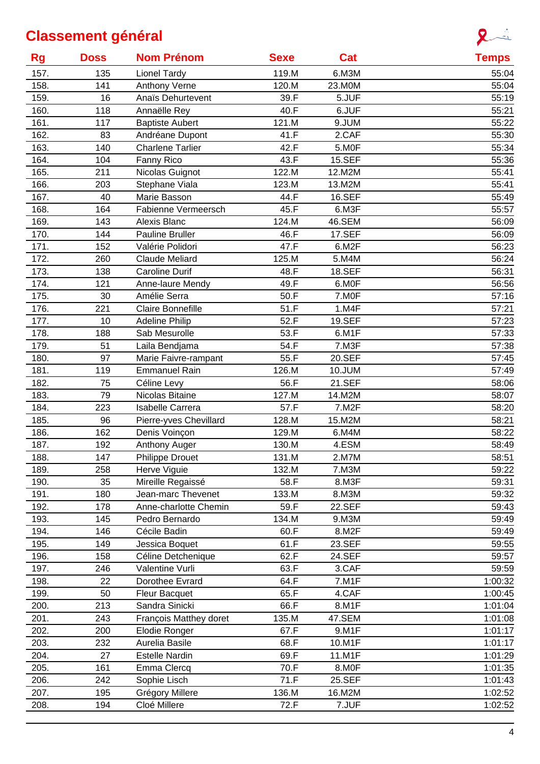# Classement général

| Rg | Doss | Nom Prénom | Sexe | Cat | Temps |
|---|---|---|---|---|---|
| 157. | 135 | Lionel Tardy | 119.M | 6.M3M | 55:04 |
| 158. | 141 | Anthony Verne | 120.M | 23.M0M | 55:04 |
| 159. | 16 | Anaïs Dehurtevent | 39.F | 5.JUF | 55:19 |
| 160. | 118 | Annaëlle Rey | 40.F | 6.JUF | 55:21 |
| 161. | 117 | Baptiste Aubert | 121.M | 9.JUM | 55:22 |
| 162. | 83 | Andréane Dupont | 41.F | 2.CAF | 55:30 |
| 163. | 140 | Charlene Tarlier | 42.F | 5.M0F | 55:34 |
| 164. | 104 | Fanny Rico | 43.F | 15.SEF | 55:36 |
| 165. | 211 | Nicolas Guignot | 122.M | 12.M2M | 55:41 |
| 166. | 203 | Stephane Viala | 123.M | 13.M2M | 55:41 |
| 167. | 40 | Marie Basson | 44.F | 16.SEF | 55:49 |
| 168. | 164 | Fabienne Vermeersch | 45.F | 6.M3F | 55:57 |
| 169. | 143 | Alexis Blanc | 124.M | 46.SEM | 56:09 |
| 170. | 144 | Pauline Bruller | 46.F | 17.SEF | 56:09 |
| 171. | 152 | Valérie Polidori | 47.F | 6.M2F | 56:23 |
| 172. | 260 | Claude Meliard | 125.M | 5.M4M | 56:24 |
| 173. | 138 | Caroline Durif | 48.F | 18.SEF | 56:31 |
| 174. | 121 | Anne-laure Mendy | 49.F | 6.M0F | 56:56 |
| 175. | 30 | Amélie Serra | 50.F | 7.M0F | 57:16 |
| 176. | 221 | Claire Bonnefille | 51.F | 1.M4F | 57:21 |
| 177. | 10 | Adeline Philip | 52.F | 19.SEF | 57:23 |
| 178. | 188 | Sab Mesurolle | 53.F | 6.M1F | 57:33 |
| 179. | 51 | Laila Bendjama | 54.F | 7.M3F | 57:38 |
| 180. | 97 | Marie Faivre-rampant | 55.F | 20.SEF | 57:45 |
| 181. | 119 | Emmanuel Rain | 126.M | 10.JUM | 57:49 |
| 182. | 75 | Céline Levy | 56.F | 21.SEF | 58:06 |
| 183. | 79 | Nicolas Bitaine | 127.M | 14.M2M | 58:07 |
| 184. | 223 | Isabelle Carrera | 57.F | 7.M2F | 58:20 |
| 185. | 96 | Pierre-yves Chevillard | 128.M | 15.M2M | 58:21 |
| 186. | 162 | Denis Voinçon | 129.M | 6.M4M | 58:22 |
| 187. | 192 | Anthony Auger | 130.M | 4.ESM | 58:49 |
| 188. | 147 | Philippe Drouet | 131.M | 2.M7M | 58:51 |
| 189. | 258 | Herve Viguie | 132.M | 7.M3M | 59:22 |
| 190. | 35 | Mireille Regaissé | 58.F | 8.M3F | 59:31 |
| 191. | 180 | Jean-marc Thevenet | 133.M | 8.M3M | 59:32 |
| 192. | 178 | Anne-charlotte Chemin | 59.F | 22.SEF | 59:43 |
| 193. | 145 | Pedro Bernardo | 134.M | 9.M3M | 59:49 |
| 194. | 146 | Cécile Badin | 60.F | 8.M2F | 59:49 |
| 195. | 149 | Jessica Boquet | 61.F | 23.SEF | 59:55 |
| 196. | 158 | Céline Detchenique | 62.F | 24.SEF | 59:57 |
| 197. | 246 | Valentine Vurli | 63.F | 3.CAF | 59:59 |
| 198. | 22 | Dorothee Evrard | 64.F | 7.M1F | 1:00:32 |
| 199. | 50 | Fleur Bacquet | 65.F | 4.CAF | 1:00:45 |
| 200. | 213 | Sandra Sinicki | 66.F | 8.M1F | 1:01:04 |
| 201. | 243 | François Matthey doret | 135.M | 47.SEM | 1:01:08 |
| 202. | 200 | Elodie Ronger | 67.F | 9.M1F | 1:01:17 |
| 203. | 232 | Aurelia Basile | 68.F | 10.M1F | 1:01:17 |
| 204. | 27 | Estelle Nardin | 69.F | 11.M1F | 1:01:29 |
| 205. | 161 | Emma Clercq | 70.F | 8.M0F | 1:01:35 |
| 206. | 242 | Sophie Lisch | 71.F | 25.SEF | 1:01:43 |
| 207. | 195 | Grégory Millere | 136.M | 16.M2M | 1:02:52 |
| 208. | 194 | Cloé Millere | 72.F | 7.JUF | 1:02:52 |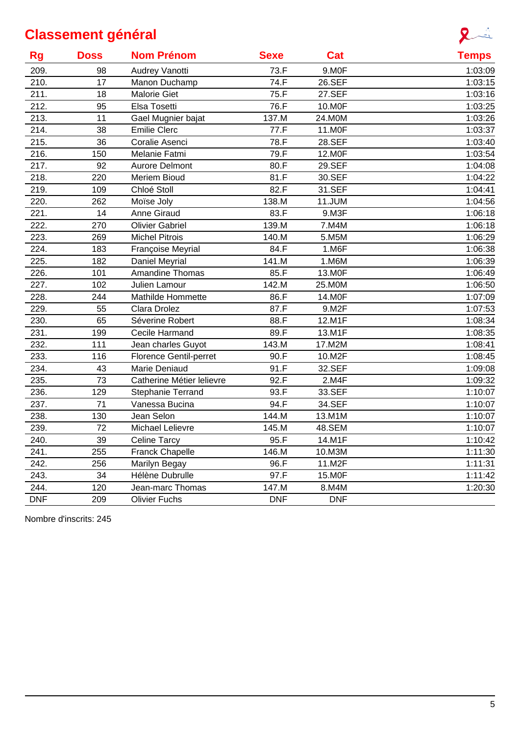## Classement général

| Rg | Doss | Nom Prénom | Sexe | Cat | Temps |
|---|---|---|---|---|---|
| 209. | 98 | Audrey Vanotti | 73.F | 9.M0F | 1:03:09 |
| 210. | 17 | Manon Duchamp | 74.F | 26.SEF | 1:03:15 |
| 211. | 18 | Malorie Giet | 75.F | 27.SEF | 1:03:16 |
| 212. | 95 | Elsa Tosetti | 76.F | 10.M0F | 1:03:25 |
| 213. | 11 | Gael Mugnier bajat | 137.M | 24.M0M | 1:03:26 |
| 214. | 38 | Emilie Clerc | 77.F | 11.M0F | 1:03:37 |
| 215. | 36 | Coralie Asenci | 78.F | 28.SEF | 1:03:40 |
| 216. | 150 | Melanie Fatmi | 79.F | 12.M0F | 1:03:54 |
| 217. | 92 | Aurore Delmont | 80.F | 29.SEF | 1:04:08 |
| 218. | 220 | Meriem Bioud | 81.F | 30.SEF | 1:04:22 |
| 219. | 109 | Chloé Stoll | 82.F | 31.SEF | 1:04:41 |
| 220. | 262 | Moïse Joly | 138.M | 11.JUM | 1:04:56 |
| 221. | 14 | Anne Giraud | 83.F | 9.M3F | 1:06:18 |
| 222. | 270 | Olivier Gabriel | 139.M | 7.M4M | 1:06:18 |
| 223. | 269 | Michel Pitrois | 140.M | 5.M5M | 1:06:29 |
| 224. | 183 | Françoise Meyrial | 84.F | 1.M6F | 1:06:38 |
| 225. | 182 | Daniel Meyrial | 141.M | 1.M6M | 1:06:39 |
| 226. | 101 | Amandine Thomas | 85.F | 13.M0F | 1:06:49 |
| 227. | 102 | Julien Lamour | 142.M | 25.M0M | 1:06:50 |
| 228. | 244 | Mathilde Hommette | 86.F | 14.M0F | 1:07:09 |
| 229. | 55 | Clara Drolez | 87.F | 9.M2F | 1:07:53 |
| 230. | 65 | Séverine Robert | 88.F | 12.M1F | 1:08:34 |
| 231. | 199 | Cecile Harmand | 89.F | 13.M1F | 1:08:35 |
| 232. | 111 | Jean charles Guyot | 143.M | 17.M2M | 1:08:41 |
| 233. | 116 | Florence Gentil-perret | 90.F | 10.M2F | 1:08:45 |
| 234. | 43 | Marie Deniaud | 91.F | 32.SEF | 1:09:08 |
| 235. | 73 | Catherine Métier lelievre | 92.F | 2.M4F | 1:09:32 |
| 236. | 129 | Stephanie Terrand | 93.F | 33.SEF | 1:10:07 |
| 237. | 71 | Vanessa Bucina | 94.F | 34.SEF | 1:10:07 |
| 238. | 130 | Jean Selon | 144.M | 13.M1M | 1:10:07 |
| 239. | 72 | Michael Lelievre | 145.M | 48.SEM | 1:10:07 |
| 240. | 39 | Celine Tarcy | 95.F | 14.M1F | 1:10:42 |
| 241. | 255 | Franck Chapelle | 146.M | 10.M3M | 1:11:30 |
| 242. | 256 | Marilyn Begay | 96.F | 11.M2F | 1:11:31 |
| 243. | 34 | Hélène Dubrulle | 97.F | 15.M0F | 1:11:42 |
| 244. | 120 | Jean-marc Thomas | 147.M | 8.M4M | 1:20:30 |
| DNF | 209 | Olivier Fuchs | DNF | DNF | |

Nombre d'inscrits: 245